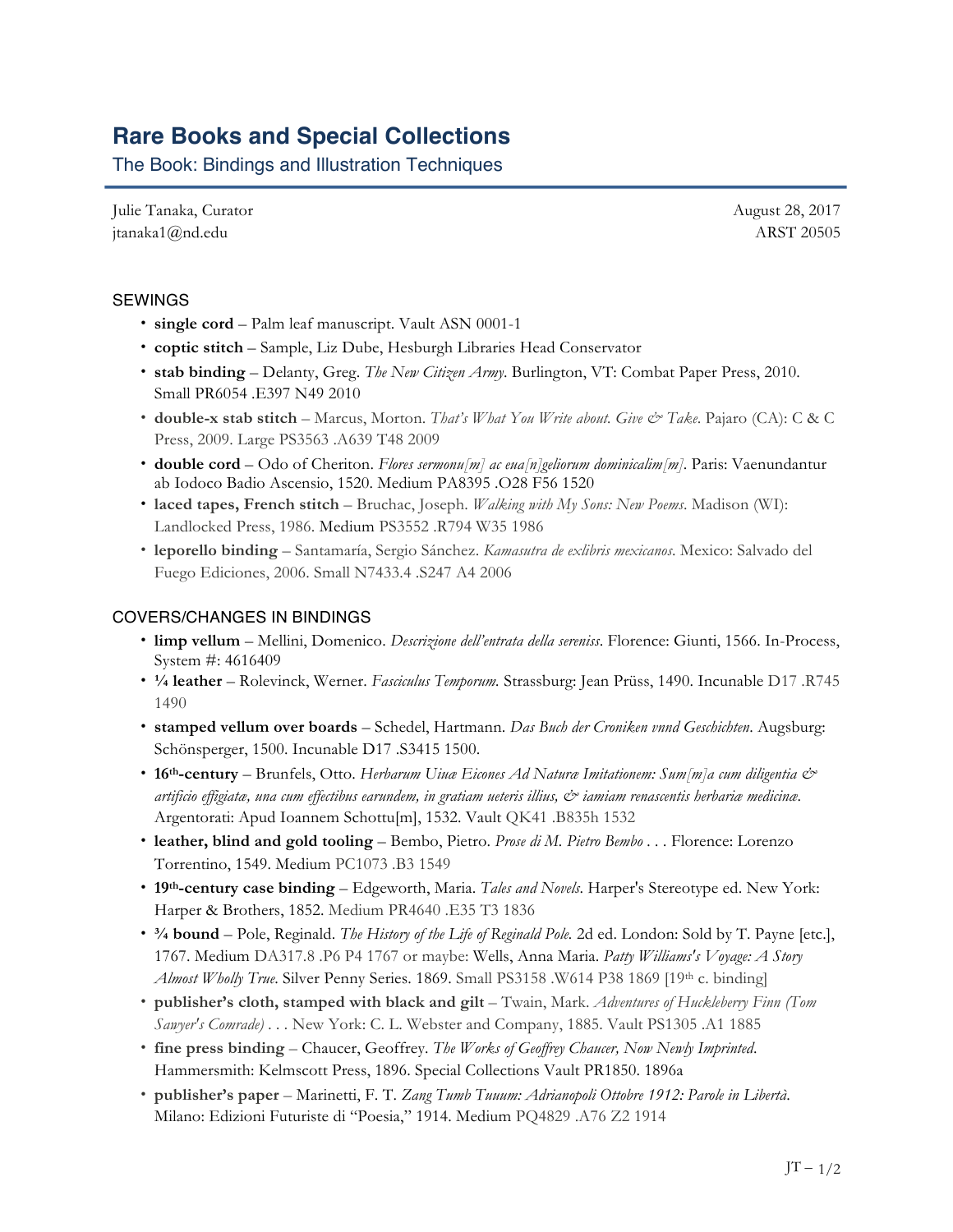# Rare Books and Special Collections

## The Book: Bindings and Illustration Techniques

Julie Tanaka, Curator
jtanaka1@nd.edu

August 28, 2017
ARST 20505

### SEWINGS

- **single cord** – Palm leaf manuscript. Vault ASN 0001-1
- **coptic stitch** – Sample, Liz Dube, Hesburgh Libraries Head Conservator
- **stab binding** – Delanty, Greg. *The New Citizen Army*. Burlington, VT: Combat Paper Press, 2010. Small PR6054 .E397 N49 2010
- **double-x stab stitch** – Marcus, Morton. *That's What You Write about. Give & Take*. Pajaro (CA): C & C Press, 2009. Large PS3563 .A639 T48 2009
- **double cord** – Odo of Cheriton. *Flores sermonu[m] ac eua[n]geliorum dominicalim[m]*. Paris: Vaenundantur ab Iodoco Badio Ascensio, 1520. Medium PA8395 .O28 F56 1520
- **laced tapes, French stitch** – Bruchac, Joseph. *Walking with My Sons: New Poems*. Madison (WI): Landlocked Press, 1986. Medium PS3552 .R794 W35 1986
- **leporello binding** – Santamaría, Sergio Sánchez. *Kamasutra de exlibris mexicanos*. Mexico: Salvado del Fuego Ediciones, 2006. Small N7433.4 .S247 A4 2006

### COVERS/CHANGES IN BINDINGS

- **limp vellum** – Mellini, Domenico. *Descrizione dell'entrata della sereniss*. Florence: Giunti, 1566. In-Process, System #: 4616409
- **¼ leather** – Rolevinck, Werner. *Fasciculus Temporum.* Strassburg: Jean Prüss, 1490. Incunable D17 .R745 1490
- **stamped vellum over boards** – Schedel, Hartmann. *Das Buch der Croniken vnnd Geschichten*. Augsburg: Schönsperger, 1500. Incunable D17 .S3415 1500.
- **16th-century** – Brunfels, Otto. *Herbarum Uiuæ Eicones Ad Naturæ Imitationem: Sum[m]a cum diligentia & artificio effigiatæ, una cum effectibus earundem, in gratiam ueteris illius, & iamiam renascentis herbariæ medicinæ*. Argentorati: Apud Ioannem Schottu[m], 1532. Vault QK41 .B835h 1532
- **leather, blind and gold tooling** – Bembo, Pietro. *Prose di M. Pietro Bembo* . . . Florence: Lorenzo Torrentino, 1549. Medium PC1073 .B3 1549
- **19th-century case binding** – Edgeworth, Maria. *Tales and Novels*. Harper's Stereotype ed. New York: Harper & Brothers, 1852. Medium PR4640 .E35 T3 1836
- **¾ bound** – Pole, Reginald. *The History of the Life of Reginald Pole.* 2d ed. London: Sold by T. Payne [etc.], 1767. Medium DA317.8 .P6 P4 1767 or maybe: Wells, Anna Maria. *Patty Williams's Voyage: A Story Almost Wholly True*. Silver Penny Series. 1869. Small PS3158 .W614 P38 1869 [19th c. binding]
- **publisher's cloth, stamped with black and gilt** – Twain, Mark. *Adventures of Huckleberry Finn (Tom Sawyer's Comrade)* . . . New York: C. L. Webster and Company, 1885. Vault PS1305 .A1 1885
- **fine press binding** – Chaucer, Geoffrey. *The Works of Geoffrey Chaucer, Now Newly Imprinted*. Hammersmith: Kelmscott Press, 1896. Special Collections Vault PR1850. 1896a
- **publisher's paper** – Marinetti, F. T. *Zang Tumb Tuuum: Adrianopoli Ottobre 1912: Parole in Libertà*. Milano: Edizioni Futuriste di "Poesia," 1914. Medium PQ4829 .A76 Z2 1914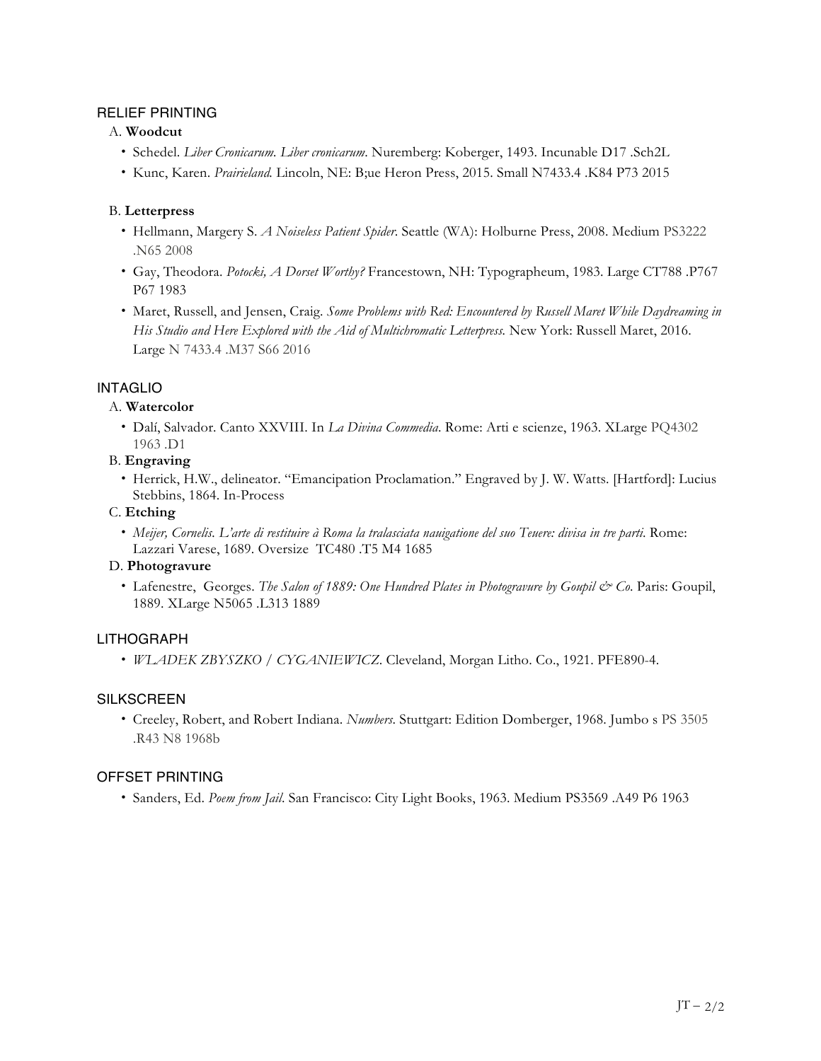## RELIEF PRINTING

A. **Woodcut**

- Schedel. *Liber Cronicarum. Liber cronicarum*. Nuremberg: Koberger, 1493. Incunable D17 .Sch2L
- Kunc, Karen. *Prairieland.* Lincoln, NE: B;ue Heron Press, 2015. Small N7433.4 .K84 P73 2015

B. **Letterpress**

- Hellmann, Margery S. *A Noiseless Patient Spider*. Seattle (WA): Holburne Press, 2008. Medium PS3222 .N65 2008
- Gay, Theodora. *Potocki, A Dorset Worthy?* Francestown, NH: Typographeum, 1983. Large CT788 .P767 P67 1983
- Maret, Russell, and Jensen, Craig. *Some Problems with Red: Encountered by Russell Maret While Daydreaming in His Studio and Here Explored with the Aid of Multichromatic Letterpress.* New York: Russell Maret, 2016. Large N 7433.4 .M37 S66 2016

## INTAGLIO

A. **Watercolor**

- Dalí, Salvador. Canto XXVIII. In *La Divina Commedia*. Rome: Arti e scienze, 1963. XLarge PQ4302 1963 .D1

B. **Engraving**

- Herrick, H.W., delineator. "Emancipation Proclamation." Engraved by J. W. Watts. [Hartford]: Lucius Stebbins, 1864. In-Process

C. **Etching**

- *Meijer, Cornelis. L'arte di restituire à Roma la tralasciata nauigatione del suo Teuere: divisa in tre parti*. Rome: Lazzari Varese, 1689. Oversize TC480 .T5 M4 1685

D. **Photogravure**

- Lafenestre, Georges. *The Salon of 1889: One Hundred Plates in Photogravure by Goupil & Co*. Paris: Goupil, 1889. XLarge N5065 .L313 1889

## LITHOGRAPH

- *WLADEK ZBYSZKO / CYGANIEWICZ*. Cleveland, Morgan Litho. Co., 1921. PFE890-4.

## SILKSCREEN

- Creeley, Robert, and Robert Indiana. *Numbers*. Stuttgart: Edition Domberger, 1968. Jumbo s PS 3505 .R43 N8 1968b

## OFFSET PRINTING

- Sanders, Ed. *Poem from Jail*. San Francisco: City Light Books, 1963. Medium PS3569 .A49 P6 1963